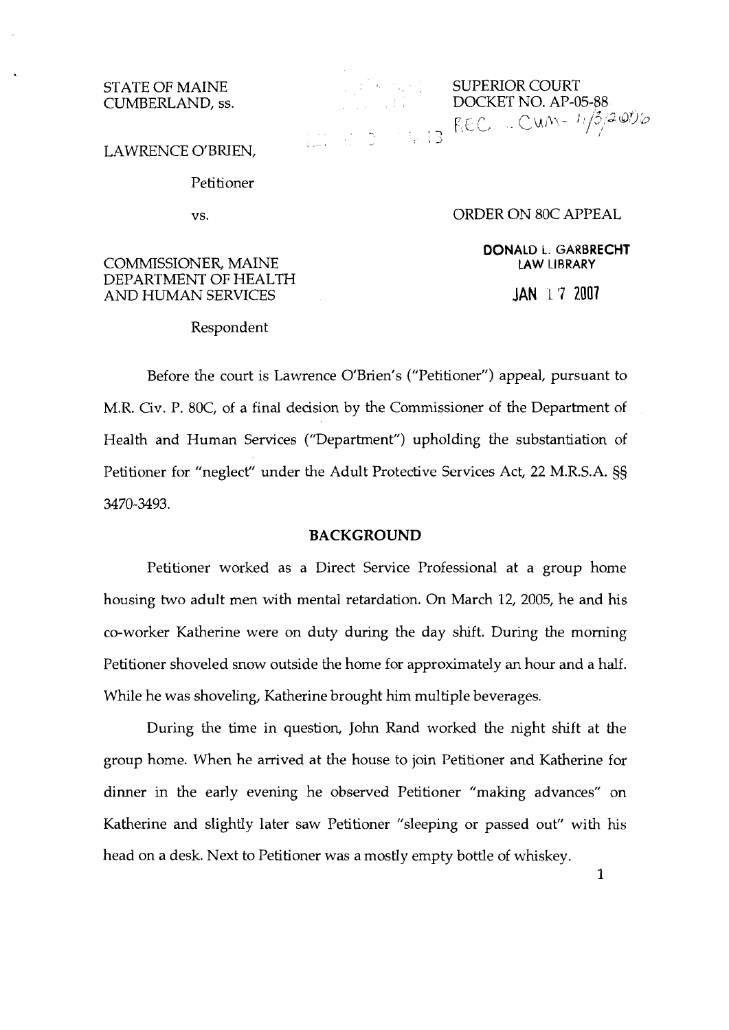STATE OF MAINE
CUMBERLAND, ss.

SUPERIOR COURT
DOCKET NO. AP-05-88
REC - CUM- 1/3/2006

LAWRENCE O'BRIEN,

Petitioner

vs.

ORDER ON 80C APPEAL

DONALD L. GARBRECHT
LAW LIBRARY

JAN 17 2007

COMMISSIONER, MAINE
DEPARTMENT OF HEALTH
AND HUMAN SERVICES

Respondent

Before the court is Lawrence O'Brien's ("Petitioner") appeal, pursuant to M.R. Civ. P. 80C, of a final decision by the Commissioner of the Department of Health and Human Services ("Department") upholding the substantiation of Petitioner for "neglect" under the Adult Protective Services Act, 22 M.R.S.A. §§ 3470-3493.

## BACKGROUND

Petitioner worked as a Direct Service Professional at a group home housing two adult men with mental retardation. On March 12, 2005, he and his co-worker Katherine were on duty during the day shift. During the morning Petitioner shoveled snow outside the home for approximately an hour and a half. While he was shoveling, Katherine brought him multiple beverages.

During the time in question, John Rand worked the night shift at the group home. When he arrived at the house to join Petitioner and Katherine for dinner in the early evening he observed Petitioner "making advances" on Katherine and slightly later saw Petitioner "sleeping or passed out" with his head on a desk. Next to Petitioner was a mostly empty bottle of whiskey.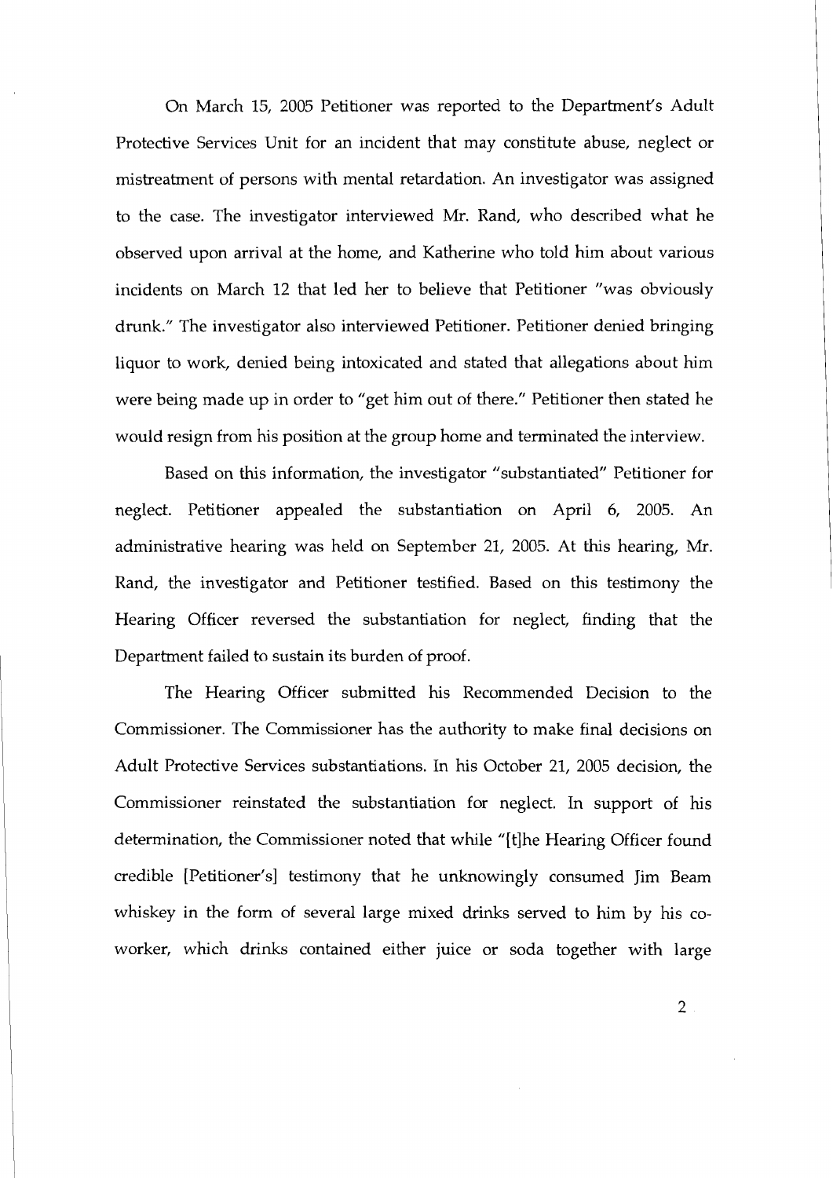On March 15, 2005 Petitioner was reported to the Department's Adult Protective Services Unit for an incident that may constitute abuse, neglect or mistreatment of persons with mental retardation. An investigator was assigned to the case. The investigator interviewed Mr. Rand, who described what he observed upon arrival at the home, and Katherine who told him about various incidents on March 12 that led her to believe that Petitioner "was obviously drunk." The investigator also interviewed Petitioner. Petitioner denied bringing liquor to work, denied being intoxicated and stated that allegations about him were being made up in order to "get him out of there." Petitioner then stated he would resign from his position at the group home and terminated the interview.

Based on this information, the investigator "substantiated" Petitioner for neglect. Petitioner appealed the substantiation on April 6, 2005. An administrative hearing was held on September 21, 2005. At this hearing, Mr. Rand, the investigator and Petitioner testified. Based on this testimony the Hearing Officer reversed the substantiation for neglect, finding that the Department failed to sustain its burden of proof.

The Hearing Officer submitted his Recommended Decision to the Commissioner. The Commissioner has the authority to make final decisions on Adult Protective Services substantiations. In his October 21, 2005 decision, the Commissioner reinstated the substantiation for neglect. In support of his determination, the Commissioner noted that while "[t]he Hearing Officer found credible [Petitioner's] testimony that he unknowingly consumed Jim Beam whiskey in the form of several large mixed drinks served to him by his co-worker, which drinks contained either juice or soda together with large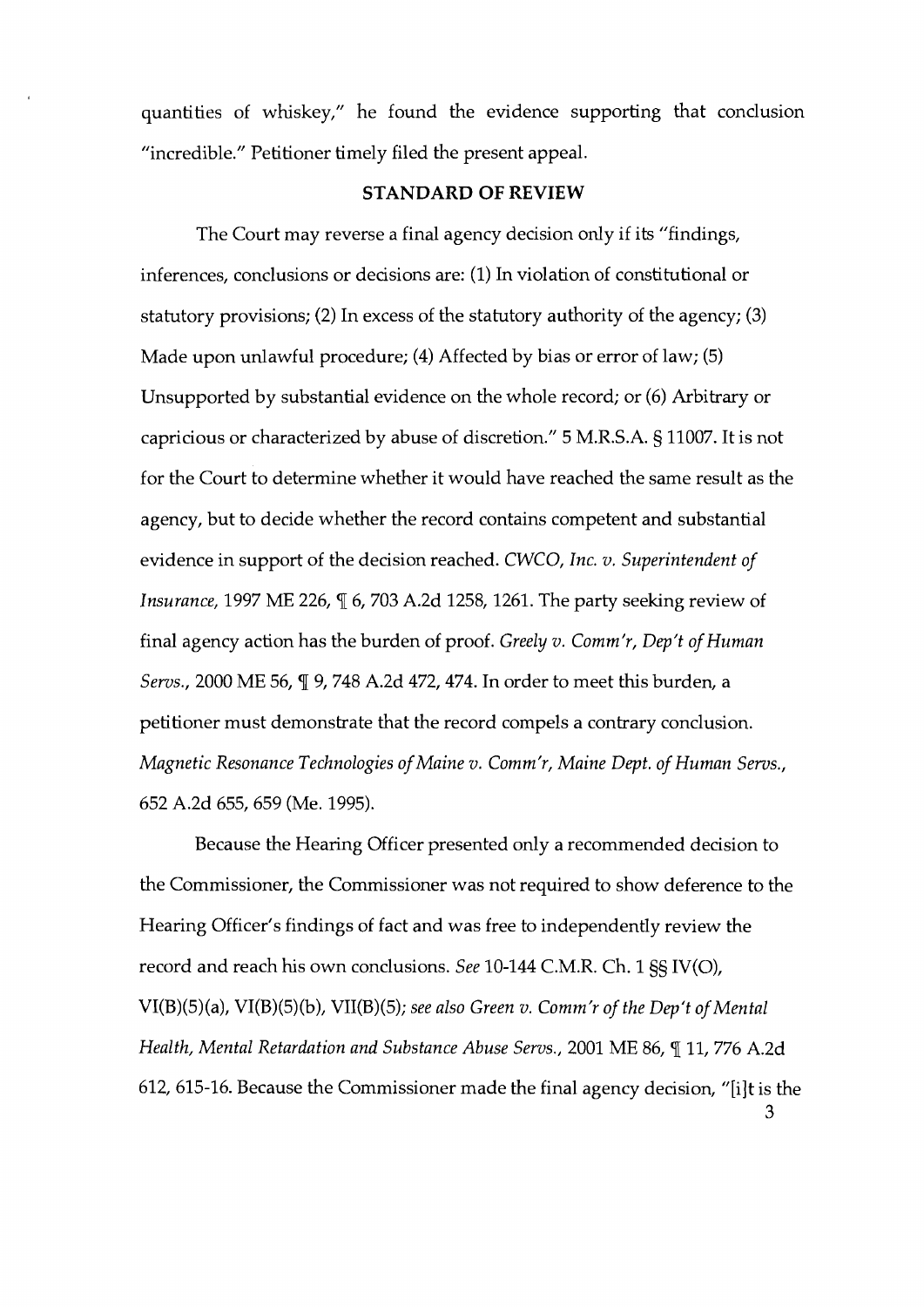quantities of whiskey," he found the evidence supporting that conclusion "incredible." Petitioner timely filed the present appeal.

## STANDARD OF REVIEW

The Court may reverse a final agency decision only if its "findings, inferences, conclusions or decisions are: (1) In violation of constitutional or statutory provisions; (2) In excess of the statutory authority of the agency; (3) Made upon unlawful procedure; (4) Affected by bias or error of law; (5) Unsupported by substantial evidence on the whole record; or (6) Arbitrary or capricious or characterized by abuse of discretion." 5 M.R.S.A. § 11007. It is not for the Court to determine whether it would have reached the same result as the agency, but to decide whether the record contains competent and substantial evidence in support of the decision reached. *CWCO, Inc. v. Superintendent of Insurance*, 1997 ME 226, ¶ 6, 703 A.2d 1258, 1261. The party seeking review of final agency action has the burden of proof. *Greely v. Comm'r, Dep't of Human Servs.*, 2000 ME 56, ¶ 9, 748 A.2d 472, 474. In order to meet this burden, a petitioner must demonstrate that the record compels a contrary conclusion. *Magnetic Resonance Technologies of Maine v. Comm'r, Maine Dept. of Human Servs.*, 652 A.2d 655, 659 (Me. 1995).

Because the Hearing Officer presented only a recommended decision to the Commissioner, the Commissioner was not required to show deference to the Hearing Officer's findings of fact and was free to independently review the record and reach his own conclusions. *See* 10-144 C.M.R. Ch. 1 §§ IV(O), VI(B)(5)(a), VI(B)(5)(b), VII(B)(5); *see also Green v. Comm'r of the Dep't of Mental Health, Mental Retardation and Substance Abuse Servs.*, 2001 ME 86, ¶ 11, 776 A.2d 612, 615-16. Because the Commissioner made the final agency decision, "[i]t is the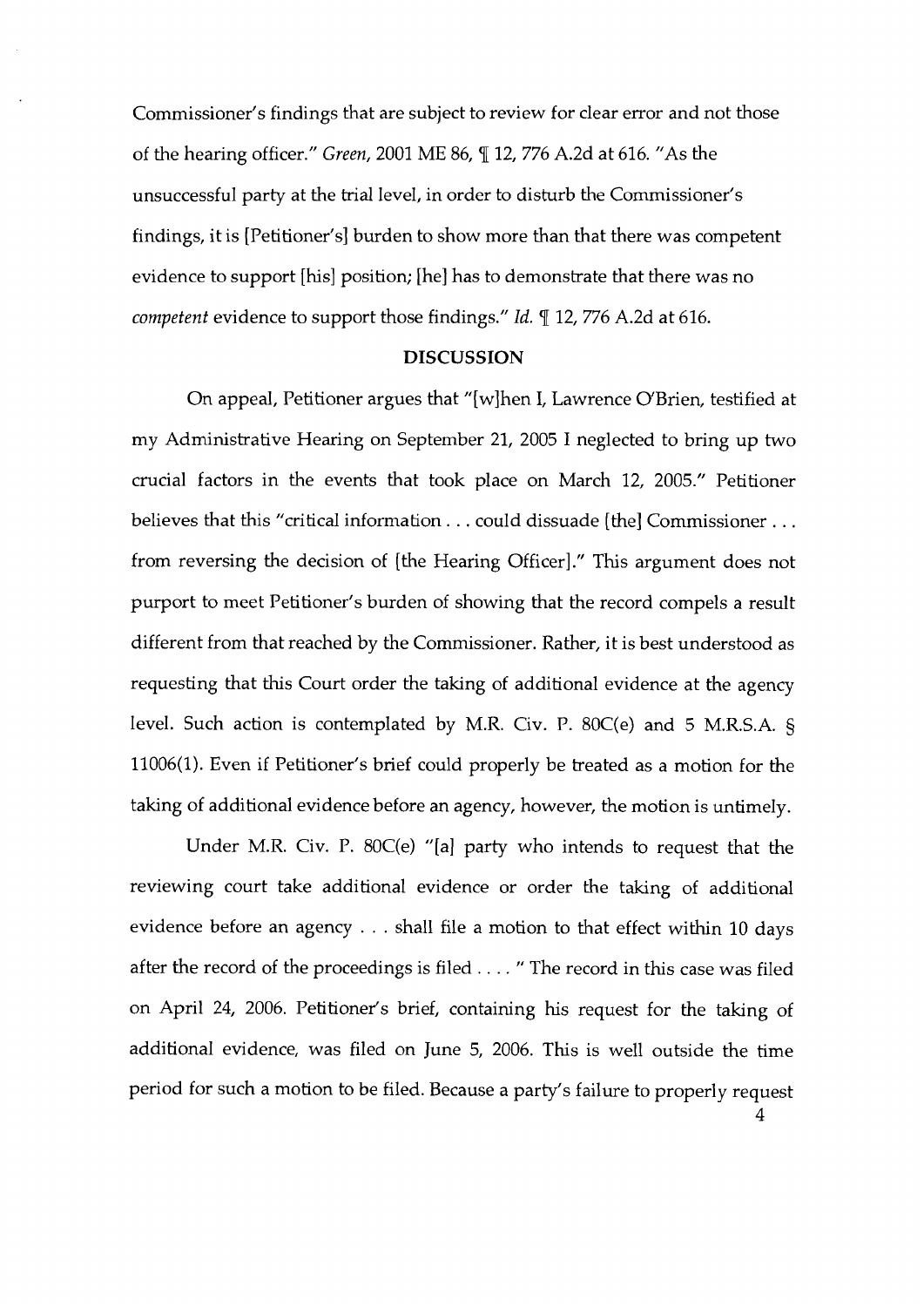Commissioner's findings that are subject to review for clear error and not those of the hearing officer." *Green*, 2001 ME 86, ¶ 12, 776 A.2d at 616. "As the unsuccessful party at the trial level, in order to disturb the Commissioner's findings, it is [Petitioner's] burden to show more than that there was competent evidence to support [his] position; [he] has to demonstrate that there was no *competent* evidence to support those findings." *Id.* ¶ 12, 776 A.2d at 616.

## DISCUSSION

On appeal, Petitioner argues that "[w]hen I, Lawrence O'Brien, testified at my Administrative Hearing on September 21, 2005 I neglected to bring up two crucial factors in the events that took place on March 12, 2005." Petitioner believes that this "critical information . . . could dissuade [the] Commissioner . . . from reversing the decision of [the Hearing Officer]." This argument does not purport to meet Petitioner's burden of showing that the record compels a result different from that reached by the Commissioner. Rather, it is best understood as requesting that this Court order the taking of additional evidence at the agency level. Such action is contemplated by M.R. Civ. P. 80C(e) and 5 M.R.S.A. § 11006(1). Even if Petitioner's brief could properly be treated as a motion for the taking of additional evidence before an agency, however, the motion is untimely.

Under M.R. Civ. P. 80C(e) "[a] party who intends to request that the reviewing court take additional evidence or order the taking of additional evidence before an agency . . . shall file a motion to that effect within 10 days after the record of the proceedings is filed . . . . " The record in this case was filed on April 24, 2006. Petitioner's brief, containing his request for the taking of additional evidence, was filed on June 5, 2006. This is well outside the time period for such a motion to be filed. Because a party's failure to properly request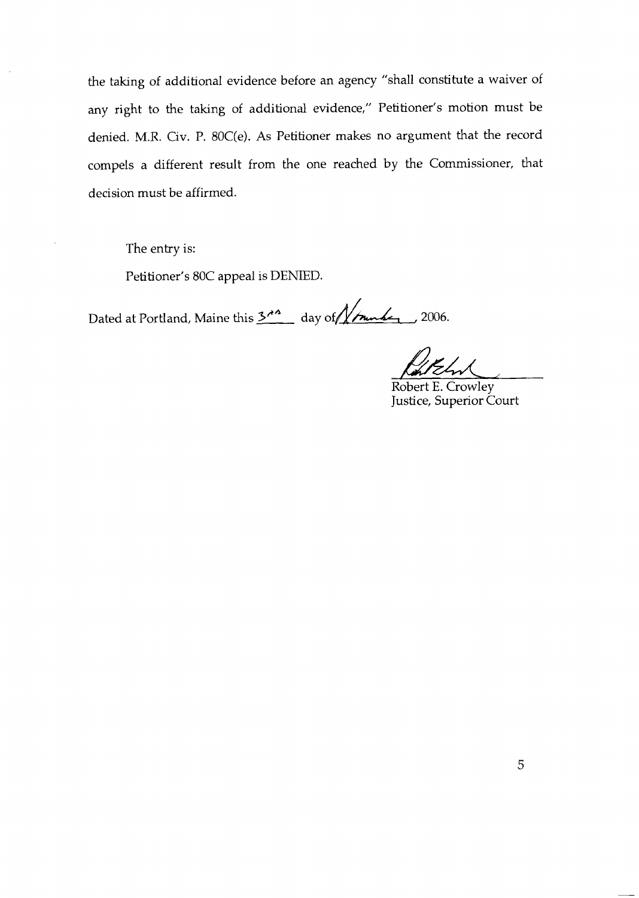the taking of additional evidence before an agency "shall constitute a waiver of any right to the taking of additional evidence," Petitioner's motion must be denied. M.R. Civ. P. 80C(e). As Petitioner makes no argument that the record compels a different result from the one reached by the Commissioner, that decision must be affirmed.

The entry is:

Petitioner's 80C appeal is DENIED.

Dated at Portland, Maine this 3rd day of November, 2006.

Robert E. Crowley
Justice, Superior Court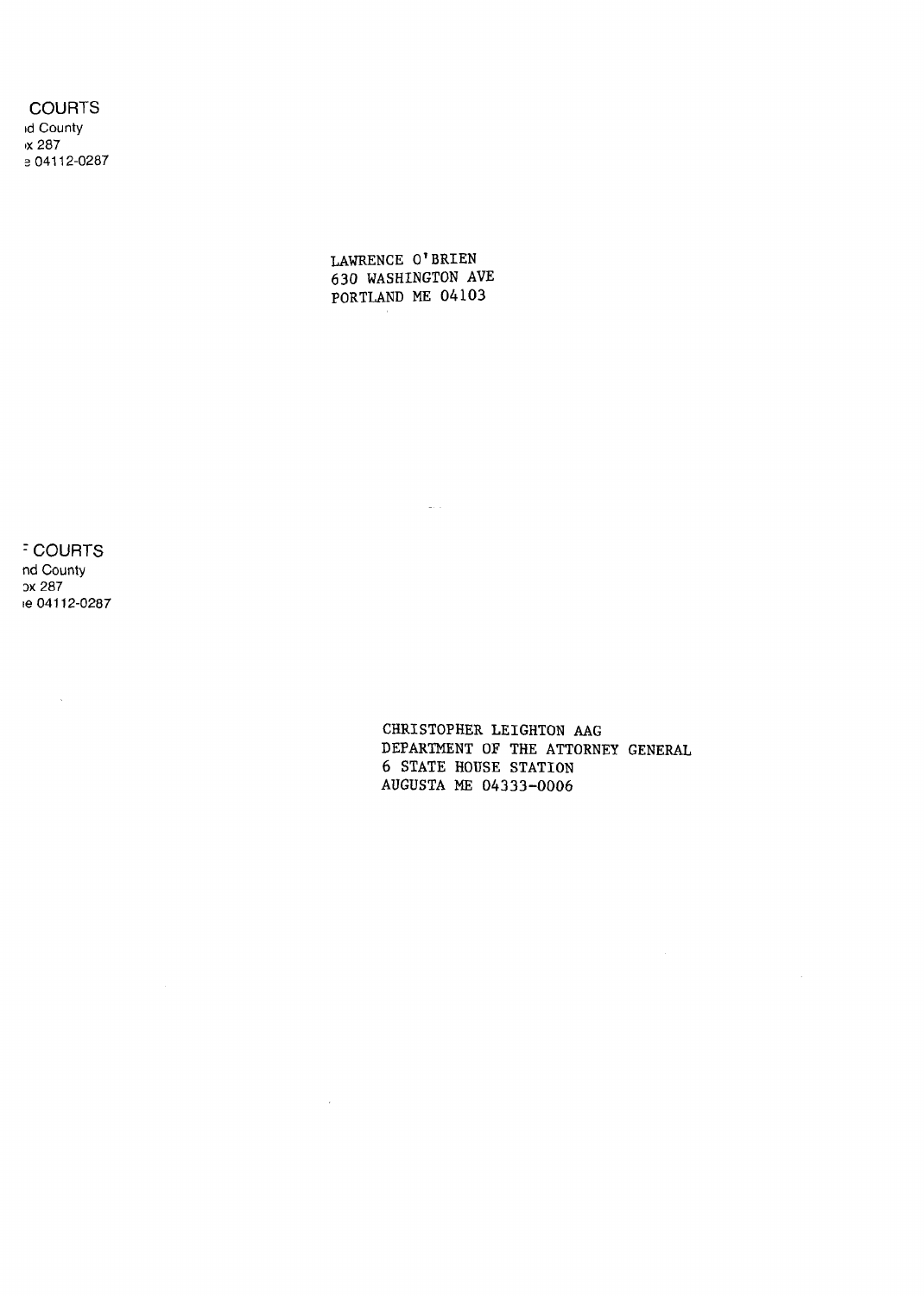COURTS
ıd County
ıx 287
ə 04112-0287

LAWRENCE O'BRIEN
630 WASHINGTON AVE
PORTLAND ME 04103

COURTS
nd County
ɔx 287
ıe 04112-0287

CHRISTOPHER LEIGHTON AAG
DEPARTMENT OF THE ATTORNEY GENERAL
6 STATE HOUSE STATION
AUGUSTA ME 04333-0006